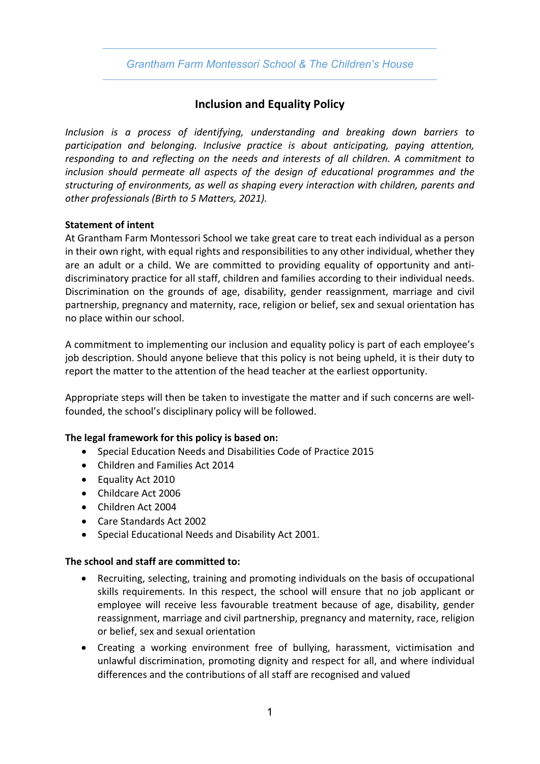Grantham Farm Montessori School & The Children's House

# Inclusion and Equality Policy

*Inclusion is a process of identifying, understanding and breaking down barriers to participation and belonging. Inclusive practice is about anticipating, paying attention, responding to and reflecting on the needs and interests of all children. A commitment to inclusion should permeate all aspects of the design of educational programmes and the structuring of environments, as well as shaping every interaction with children, parents and other professionals (Birth to 5 Matters, 2021).*

**Statement of intent**

At Grantham Farm Montessori School we take great care to treat each individual as a person in their own right, with equal rights and responsibilities to any other individual, whether they are an adult or a child. We are committed to providing equality of opportunity and anti-discriminatory practice for all staff, children and families according to their individual needs. Discrimination on the grounds of age, disability, gender reassignment, marriage and civil partnership, pregnancy and maternity, race, religion or belief, sex and sexual orientation has no place within our school.

A commitment to implementing our inclusion and equality policy is part of each employee's job description. Should anyone believe that this policy is not being upheld, it is their duty to report the matter to the attention of the head teacher at the earliest opportunity.

Appropriate steps will then be taken to investigate the matter and if such concerns are well-founded, the school's disciplinary policy will be followed.

**The legal framework for this policy is based on:**

- Special Education Needs and Disabilities Code of Practice 2015
- Children and Families Act 2014
- Equality Act 2010
- Childcare Act 2006
- Children Act 2004
- Care Standards Act 2002
- Special Educational Needs and Disability Act 2001.

**The school and staff are committed to:**

- Recruiting, selecting, training and promoting individuals on the basis of occupational skills requirements. In this respect, the school will ensure that no job applicant or employee will receive less favourable treatment because of age, disability, gender reassignment, marriage and civil partnership, pregnancy and maternity, race, religion or belief, sex and sexual orientation
- Creating a working environment free of bullying, harassment, victimisation and unlawful discrimination, promoting dignity and respect for all, and where individual differences and the contributions of all staff are recognised and valued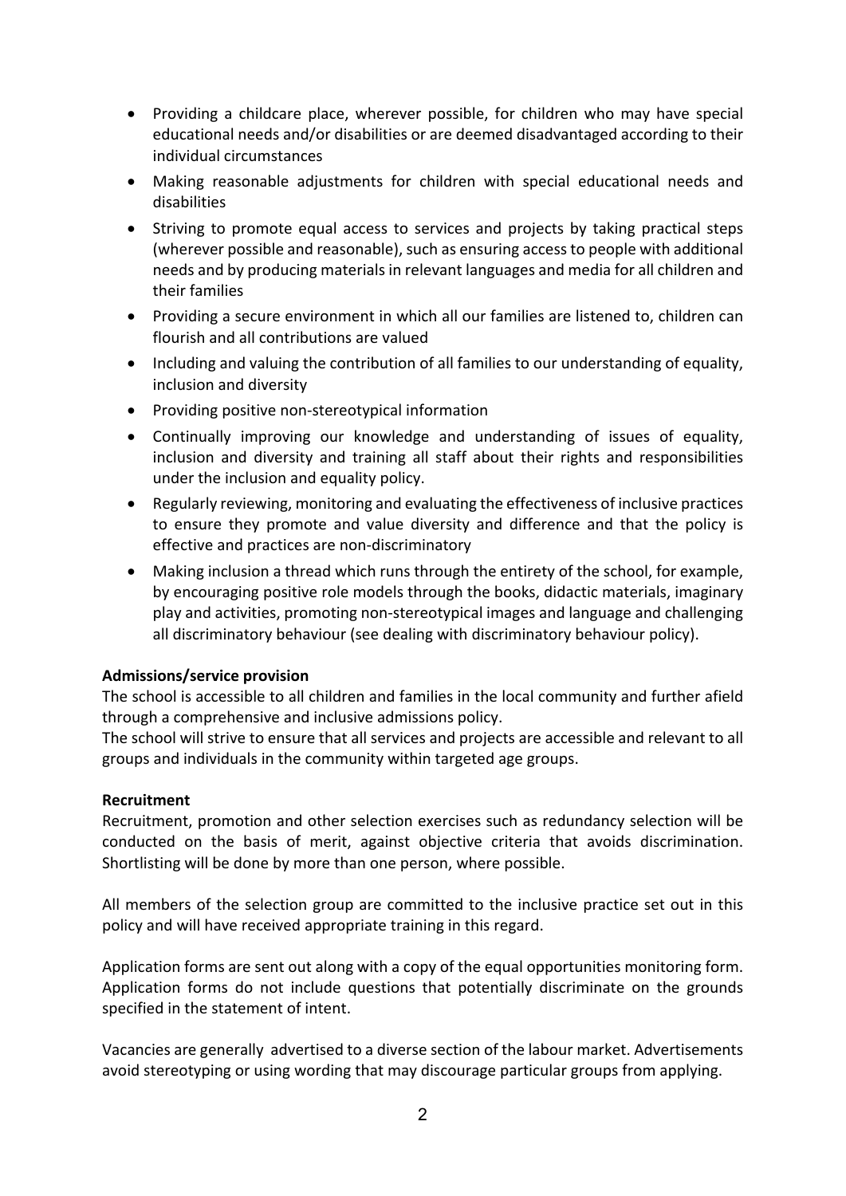- Providing a childcare place, wherever possible, for children who may have special educational needs and/or disabilities or are deemed disadvantaged according to their individual circumstances
- Making reasonable adjustments for children with special educational needs and disabilities
- Striving to promote equal access to services and projects by taking practical steps (wherever possible and reasonable), such as ensuring access to people with additional needs and by producing materials in relevant languages and media for all children and their families
- Providing a secure environment in which all our families are listened to, children can flourish and all contributions are valued
- Including and valuing the contribution of all families to our understanding of equality, inclusion and diversity
- Providing positive non-stereotypical information
- Continually improving our knowledge and understanding of issues of equality, inclusion and diversity and training all staff about their rights and responsibilities under the inclusion and equality policy.
- Regularly reviewing, monitoring and evaluating the effectiveness of inclusive practices to ensure they promote and value diversity and difference and that the policy is effective and practices are non-discriminatory
- Making inclusion a thread which runs through the entirety of the school, for example, by encouraging positive role models through the books, didactic materials, imaginary play and activities, promoting non-stereotypical images and language and challenging all discriminatory behaviour (see dealing with discriminatory behaviour policy).

**Admissions/service provision**

The school is accessible to all children and families in the local community and further afield through a comprehensive and inclusive admissions policy.

The school will strive to ensure that all services and projects are accessible and relevant to all groups and individuals in the community within targeted age groups.

**Recruitment**

Recruitment, promotion and other selection exercises such as redundancy selection will be conducted on the basis of merit, against objective criteria that avoids discrimination. Shortlisting will be done by more than one person, where possible.

All members of the selection group are committed to the inclusive practice set out in this policy and will have received appropriate training in this regard.

Application forms are sent out along with a copy of the equal opportunities monitoring form. Application forms do not include questions that potentially discriminate on the grounds specified in the statement of intent.

Vacancies are generally advertised to a diverse section of the labour market. Advertisements avoid stereotyping or using wording that may discourage particular groups from applying.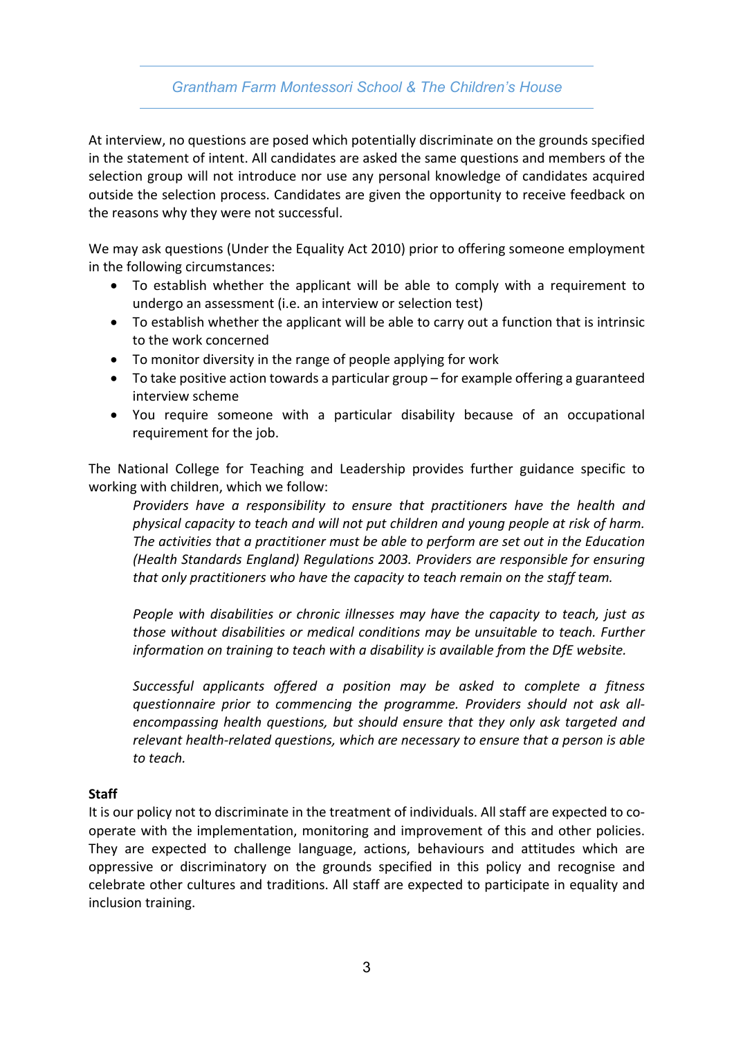At interview, no questions are posed which potentially discriminate on the grounds specified in the statement of intent. All candidates are asked the same questions and members of the selection group will not introduce nor use any personal knowledge of candidates acquired outside the selection process. Candidates are given the opportunity to receive feedback on the reasons why they were not successful.

We may ask questions (Under the Equality Act 2010) prior to offering someone employment in the following circumstances:

- To establish whether the applicant will be able to comply with a requirement to undergo an assessment (i.e. an interview or selection test)
- To establish whether the applicant will be able to carry out a function that is intrinsic to the work concerned
- To monitor diversity in the range of people applying for work
- To take positive action towards a particular group – for example offering a guaranteed interview scheme
- You require someone with a particular disability because of an occupational requirement for the job.

The National College for Teaching and Leadership provides further guidance specific to working with children, which we follow:

> *Providers have a responsibility to ensure that practitioners have the health and physical capacity to teach and will not put children and young people at risk of harm. The activities that a practitioner must be able to perform are set out in the Education (Health Standards England) Regulations 2003. Providers are responsible for ensuring that only practitioners who have the capacity to teach remain on the staff team.*
>
> *People with disabilities or chronic illnesses may have the capacity to teach, just as those without disabilities or medical conditions may be unsuitable to teach. Further information on training to teach with a disability is available from the DfE website.*
>
> *Successful applicants offered a position may be asked to complete a fitness questionnaire prior to commencing the programme. Providers should not ask all-encompassing health questions, but should ensure that they only ask targeted and relevant health-related questions, which are necessary to ensure that a person is able to teach.*

**Staff**

It is our policy not to discriminate in the treatment of individuals. All staff are expected to co-operate with the implementation, monitoring and improvement of this and other policies. They are expected to challenge language, actions, behaviours and attitudes which are oppressive or discriminatory on the grounds specified in this policy and recognise and celebrate other cultures and traditions. All staff are expected to participate in equality and inclusion training.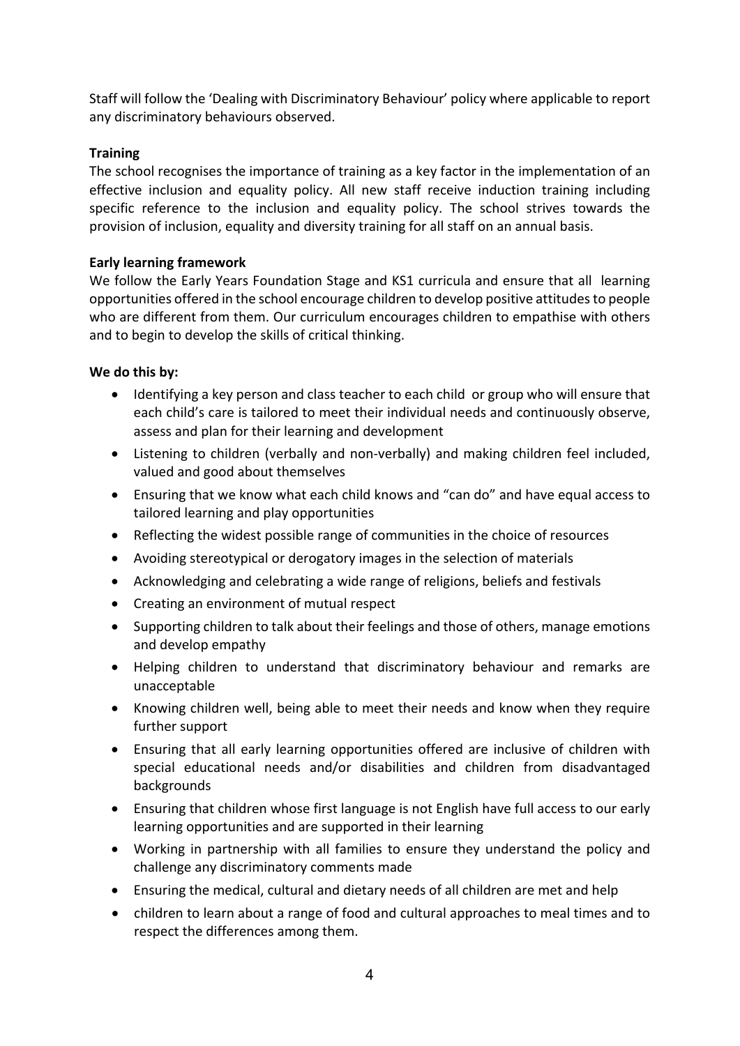Staff will follow the 'Dealing with Discriminatory Behaviour' policy where applicable to report any discriminatory behaviours observed.

**Training**

The school recognises the importance of training as a key factor in the implementation of an effective inclusion and equality policy. All new staff receive induction training including specific reference to the inclusion and equality policy. The school strives towards the provision of inclusion, equality and diversity training for all staff on an annual basis.

**Early learning framework**

We follow the Early Years Foundation Stage and KS1 curricula and ensure that all learning opportunities offered in the school encourage children to develop positive attitudes to people who are different from them. Our curriculum encourages children to empathise with others and to begin to develop the skills of critical thinking.

**We do this by:**

- Identifying a key person and class teacher to each child or group who will ensure that each child's care is tailored to meet their individual needs and continuously observe, assess and plan for their learning and development
- Listening to children (verbally and non-verbally) and making children feel included, valued and good about themselves
- Ensuring that we know what each child knows and "can do" and have equal access to tailored learning and play opportunities
- Reflecting the widest possible range of communities in the choice of resources
- Avoiding stereotypical or derogatory images in the selection of materials
- Acknowledging and celebrating a wide range of religions, beliefs and festivals
- Creating an environment of mutual respect
- Supporting children to talk about their feelings and those of others, manage emotions and develop empathy
- Helping children to understand that discriminatory behaviour and remarks are unacceptable
- Knowing children well, being able to meet their needs and know when they require further support
- Ensuring that all early learning opportunities offered are inclusive of children with special educational needs and/or disabilities and children from disadvantaged backgrounds
- Ensuring that children whose first language is not English have full access to our early learning opportunities and are supported in their learning
- Working in partnership with all families to ensure they understand the policy and challenge any discriminatory comments made
- Ensuring the medical, cultural and dietary needs of all children are met and help
- children to learn about a range of food and cultural approaches to meal times and to respect the differences among them.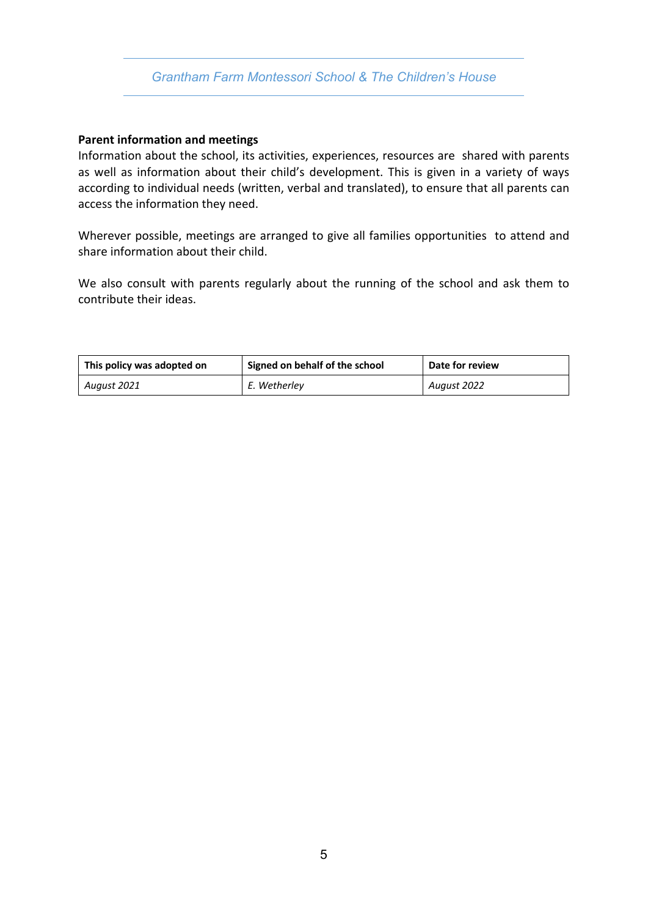**Parent information and meetings**

Information about the school, its activities, experiences, resources are shared with parents as well as information about their child's development. This is given in a variety of ways according to individual needs (written, verbal and translated), to ensure that all parents can access the information they need.

Wherever possible, meetings are arranged to give all families opportunities to attend and share information about their child.

We also consult with parents regularly about the running of the school and ask them to contribute their ideas.

| **This policy was adopted on** | **Signed on behalf of the school** | **Date for review** |
|---|---|---|
| *August 2021* | *E. Wetherley* | *August 2022* |